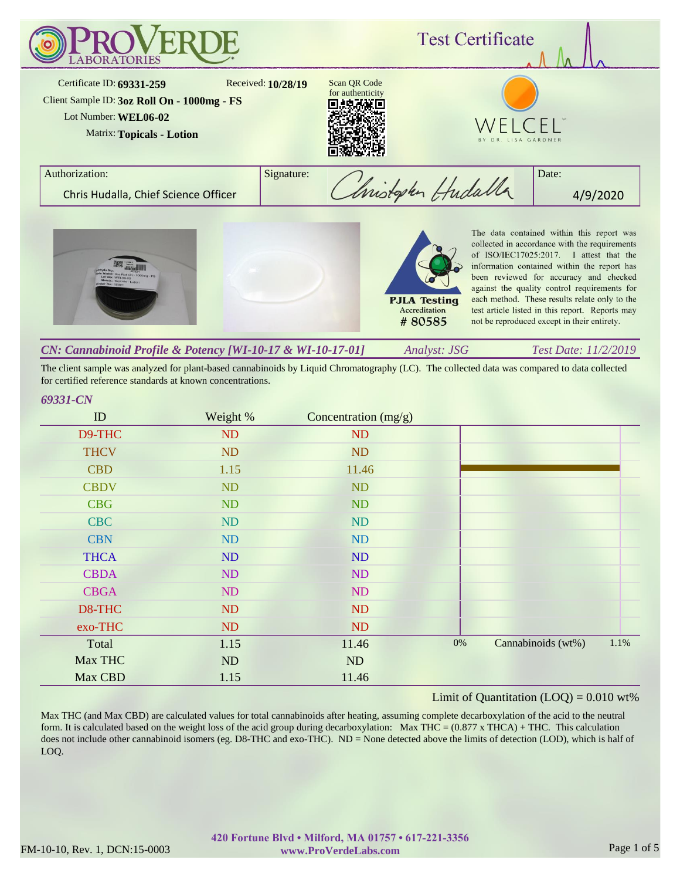# ProVerde Laboratories

## Test Certificate

Certificate ID: **69331-259**
Received: **10/28/19**
Client Sample ID: **3oz Roll On - 1000mg - FS**
Lot Number: **WEL06-02**
Matrix: **Topicals - Lotion**

Scan QR Code for authenticity

WELCEL BY DR. LISA GARDNER

| Authorization: | Signature: | Date: |
|---|---|---|
| Chris Hudalla, Chief Science Officer | Christopher Hudalla | 4/9/2020 |

PJLA Testing Accreditation # 80585

The data contained within this report was collected in accordance with the requirements of ISO/IEC17025:2017. I attest that the information contained within this report has been reviewed for accuracy and checked against the quality control requirements for each method. These results relate only to the test article listed in this report. Reports may not be reproduced except in their entirety.

### *CN: Cannabinoid Profile & Potency [WI-10-17 & WI-10-17-01]*   *Analyst: JSG*   *Test Date: 11/2/2019*

The client sample was analyzed for plant-based cannabinoids by Liquid Chromatography (LC). The collected data was compared to data collected for certified reference standards at known concentrations.

*69331-CN*

| ID | Weight % | Concentration (mg/g) |
|---|---|---|
| D9-THC | ND | ND |
| THCV | ND | ND |
| CBD | 1.15 | 11.46 |
| CBDV | ND | ND |
| CBG | ND | ND |
| CBC | ND | ND |
| CBN | ND | ND |
| THCA | ND | ND |
| CBDA | ND | ND |
| CBGA | ND | ND |
| D8-THC | ND | ND |
| exo-THC | ND | ND |
| Total | 1.15 | 11.46 |
| Max THC | ND | ND |
| Max CBD | 1.15 | 11.46 |

0% Cannabinoids (wt%) 1.1%

Limit of Quantitation (LOQ) = 0.010 wt%

Max THC (and Max CBD) are calculated values for total cannabinoids after heating, assuming complete decarboxylation of the acid to the neutral form. It is calculated based on the weight loss of the acid group during decarboxylation: Max THC = (0.877 x THCA) + THC. This calculation does not include other cannabinoid isomers (eg. D8-THC and exo-THC). ND = None detected above the limits of detection (LOD), which is half of LOQ.

420 Fortune Blvd • Milford, MA 01757 • 617-221-3356
www.ProVerdeLabs.com

FM-10-10, Rev. 1, DCN:15-0003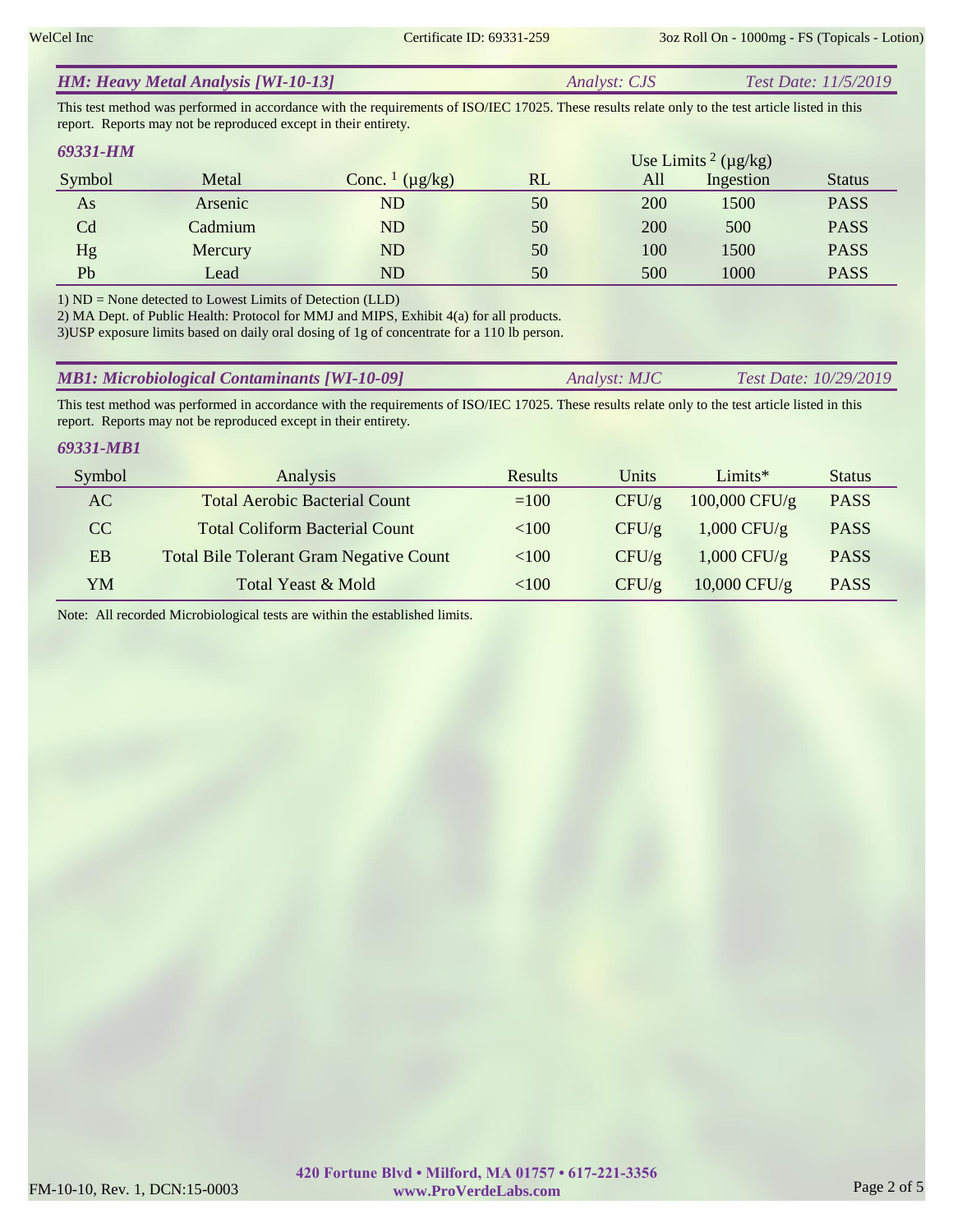## *HM: Heavy Metal Analysis [WI-10-13]*

*Analyst: CJS* *Test Date: 11/5/2019*

This test method was performed in accordance with the requirements of ISO/IEC 17025. These results relate only to the test article listed in this report. Reports may not be reproduced except in their entirety.

### *69331-HM*

| Symbol | Metal | Conc. [1] (µg/kg) | RL | Use Limits [2] (µg/kg) All | Ingestion | Status |
|---|---|---|---|---|---|---|
| As | Arsenic | ND | 50 | 200 | 1500 | PASS |
| Cd | Cadmium | ND | 50 | 200 | 500 | PASS |
| Hg | Mercury | ND | 50 | 100 | 1500 | PASS |
| Pb | Lead | ND | 50 | 500 | 1000 | PASS |

1) ND = None detected to Lowest Limits of Detection (LLD)
2) MA Dept. of Public Health: Protocol for MMJ and MIPS, Exhibit 4(a) for all products.
3)USP exposure limits based on daily oral dosing of 1g of concentrate for a 110 lb person.

## *MB1: Microbiological Contaminants [WI-10-09]*

*Analyst: MJC* *Test Date: 10/29/2019*

This test method was performed in accordance with the requirements of ISO/IEC 17025. These results relate only to the test article listed in this report. Reports may not be reproduced except in their entirety.

### *69331-MB1*

| Symbol | Analysis | Results | Units | Limits* | Status |
|---|---|---|---|---|---|
| AC | Total Aerobic Bacterial Count | =100 | CFU/g | 100,000 CFU/g | PASS |
| CC | Total Coliform Bacterial Count | <100 | CFU/g | 1,000 CFU/g | PASS |
| EB | Total Bile Tolerant Gram Negative Count | <100 | CFU/g | 1,000 CFU/g | PASS |
| YM | Total Yeast & Mold | <100 | CFU/g | 10,000 CFU/g | PASS |

Note: All recorded Microbiological tests are within the established limits.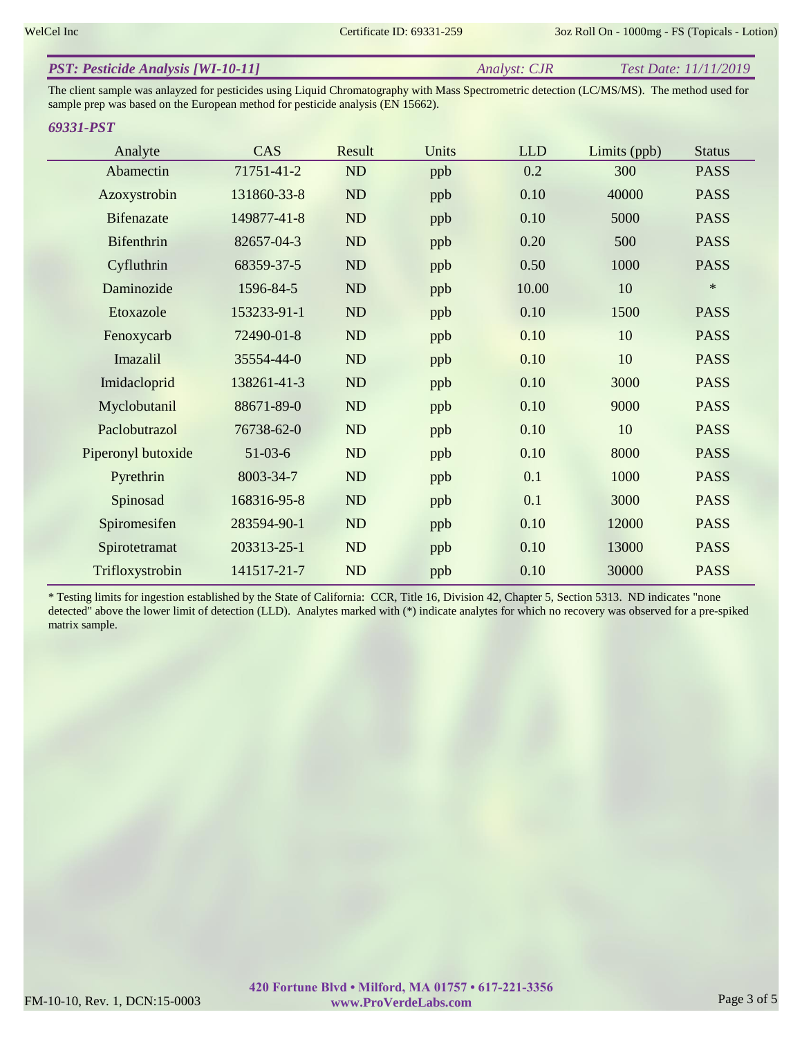**PST: Pesticide Analysis [WI-10-11]** *Analyst: CJR* *Test Date: 11/11/2019*

The client sample was anlayzed for pesticides using Liquid Chromatography with Mass Spectrometric detection (LC/MS/MS). The method used for sample prep was based on the European method for pesticide analysis (EN 15662).

### *69331-PST*

| Analyte | CAS | Result | Units | LLD | Limits (ppb) | Status |
|---|---|---|---|---|---|---|
| Abamectin | 71751-41-2 | ND | ppb | 0.2 | 300 | PASS |
| Azoxystrobin | 131860-33-8 | ND | ppb | 0.10 | 40000 | PASS |
| Bifenazate | 149877-41-8 | ND | ppb | 0.10 | 5000 | PASS |
| Bifenthrin | 82657-04-3 | ND | ppb | 0.20 | 500 | PASS |
| Cyfluthrin | 68359-37-5 | ND | ppb | 0.50 | 1000 | PASS |
| Daminozide | 1596-84-5 | ND | ppb | 10.00 | 10 | * |
| Etoxazole | 153233-91-1 | ND | ppb | 0.10 | 1500 | PASS |
| Fenoxycarb | 72490-01-8 | ND | ppb | 0.10 | 10 | PASS |
| Imazalil | 35554-44-0 | ND | ppb | 0.10 | 10 | PASS |
| Imidacloprid | 138261-41-3 | ND | ppb | 0.10 | 3000 | PASS |
| Myclobutanil | 88671-89-0 | ND | ppb | 0.10 | 9000 | PASS |
| Paclobutrazol | 76738-62-0 | ND | ppb | 0.10 | 10 | PASS |
| Piperonyl butoxide | 51-03-6 | ND | ppb | 0.10 | 8000 | PASS |
| Pyrethrin | 8003-34-7 | ND | ppb | 0.1 | 1000 | PASS |
| Spinosad | 168316-95-8 | ND | ppb | 0.1 | 3000 | PASS |
| Spiromesifen | 283594-90-1 | ND | ppb | 0.10 | 12000 | PASS |
| Spirotetramat | 203313-25-1 | ND | ppb | 0.10 | 13000 | PASS |
| Trifloxystrobin | 141517-21-7 | ND | ppb | 0.10 | 30000 | PASS |

* Testing limits for ingestion established by the State of California: CCR, Title 16, Division 42, Chapter 5, Section 5313. ND indicates "none detected" above the lower limit of detection (LLD). Analytes marked with (*) indicate analytes for which no recovery was observed for a pre-spiked matrix sample.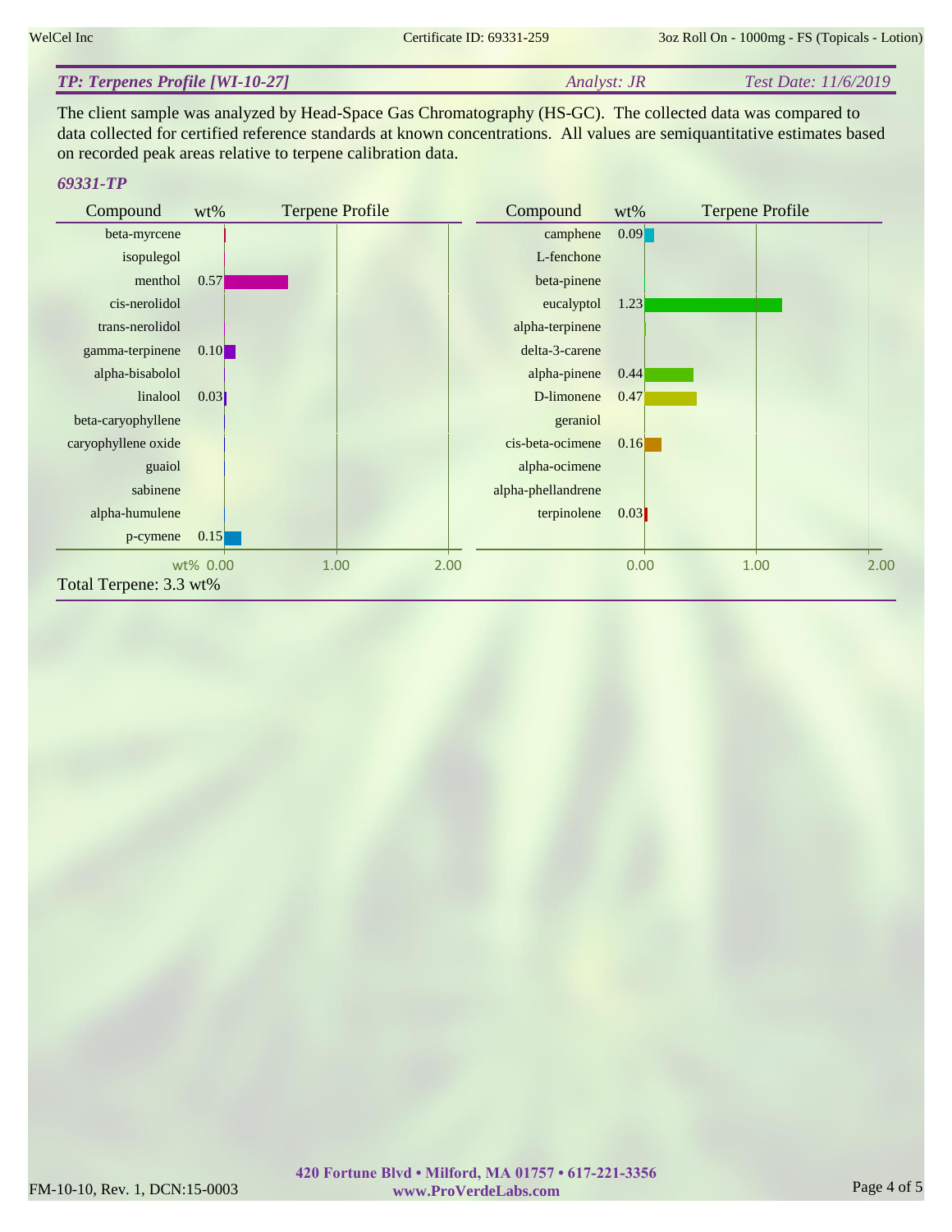## TP: Terpenes Profile [WI-10-27]

*Analyst: JR* *Test Date: 11/6/2019*

The client sample was analyzed by Head-Space Gas Chromatography (HS-GC). The collected data was compared to data collected for certified reference standards at known concentrations. All values are semiquantitative estimates based on recorded peak areas relative to terpene calibration data.

### 69331-TP

| Compound | wt% |
|---|---|
| beta-myrcene | |
| isopulegol | |
| menthol | 0.57 |
| cis-nerolidol | |
| trans-nerolidol | |
| gamma-terpinene | 0.10 |
| alpha-bisabolol | |
| linalool | 0.03 |
| beta-caryophyllene | |
| caryophyllene oxide | |
| guaiol | |
| sabinene | |
| alpha-humulene | |
| p-cymene | 0.15 |

| Compound | wt% |
|---|---|
| camphene | 0.09 |
| L-fenchone | |
| beta-pinene | |
| eucalyptol | 1.23 |
| alpha-terpinene | |
| delta-3-carene | |
| alpha-pinene | 0.44 |
| D-limonene | 0.47 |
| geraniol | |
| cis-beta-ocimene | 0.16 |
| alpha-ocimene | |
| alpha-phellandrene | |
| terpinolene | 0.03 |

Total Terpene: 3.3 wt%

420 Fortune Blvd • Milford, MA 01757 • 617-221-3356
www.ProVerdeLabs.com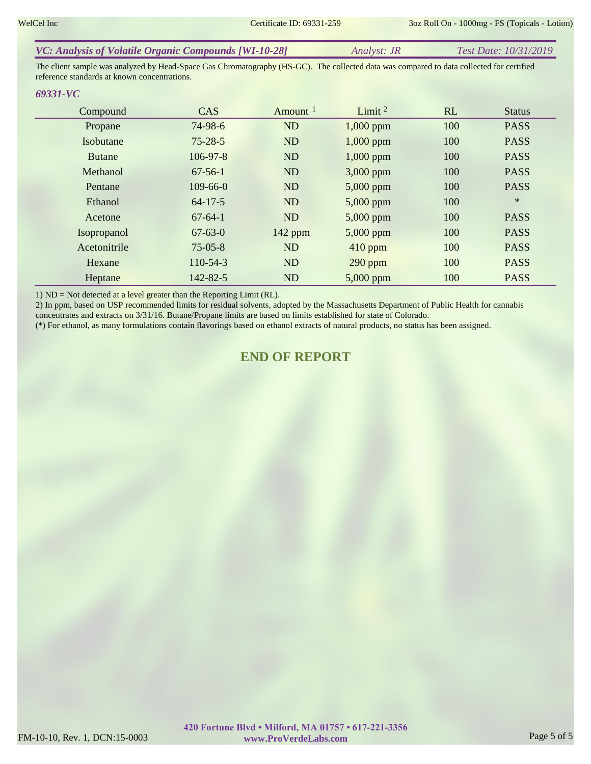## *VC: Analysis of Volatile Organic Compounds [WI-10-28]* *Analyst: JR* *Test Date: 10/31/2019*

The client sample was analyzed by Head-Space Gas Chromatography (HS-GC). The collected data was compared to data collected for certified reference standards at known concentrations.

### *69331-VC*

| Compound | CAS | Amount [1] | Limit [2] | RL | Status |
|---|---|---|---|---|---|
| Propane | 74-98-6 | ND | 1,000 ppm | 100 | PASS |
| Isobutane | 75-28-5 | ND | 1,000 ppm | 100 | PASS |
| Butane | 106-97-8 | ND | 1,000 ppm | 100 | PASS |
| Methanol | 67-56-1 | ND | 3,000 ppm | 100 | PASS |
| Pentane | 109-66-0 | ND | 5,000 ppm | 100 | PASS |
| Ethanol | 64-17-5 | ND | 5,000 ppm | 100 | * |
| Acetone | 67-64-1 | ND | 5,000 ppm | 100 | PASS |
| Isopropanol | 67-63-0 | 142 ppm | 5,000 ppm | 100 | PASS |
| Acetonitrile | 75-05-8 | ND | 410 ppm | 100 | PASS |
| Hexane | 110-54-3 | ND | 290 ppm | 100 | PASS |
| Heptane | 142-82-5 | ND | 5,000 ppm | 100 | PASS |

1) ND = Not detected at a level greater than the Reporting Limit (RL).
2) In ppm, based on USP recommended limits for residual solvents, adopted by the Massachusetts Department of Public Health for cannabis concentrates and extracts on 3/31/16. Butane/Propane limits are based on limits established for state of Colorado.
(*) For ethanol, as many formulations contain flavorings based on ethanol extracts of natural products, no status has been assigned.

## END OF REPORT

FM-10-10, Rev. 1, DCN:15-0003

**420 Fortune Blvd • Milford, MA 01757 • 617-221-3356**
**www.ProVerdeLabs.com**